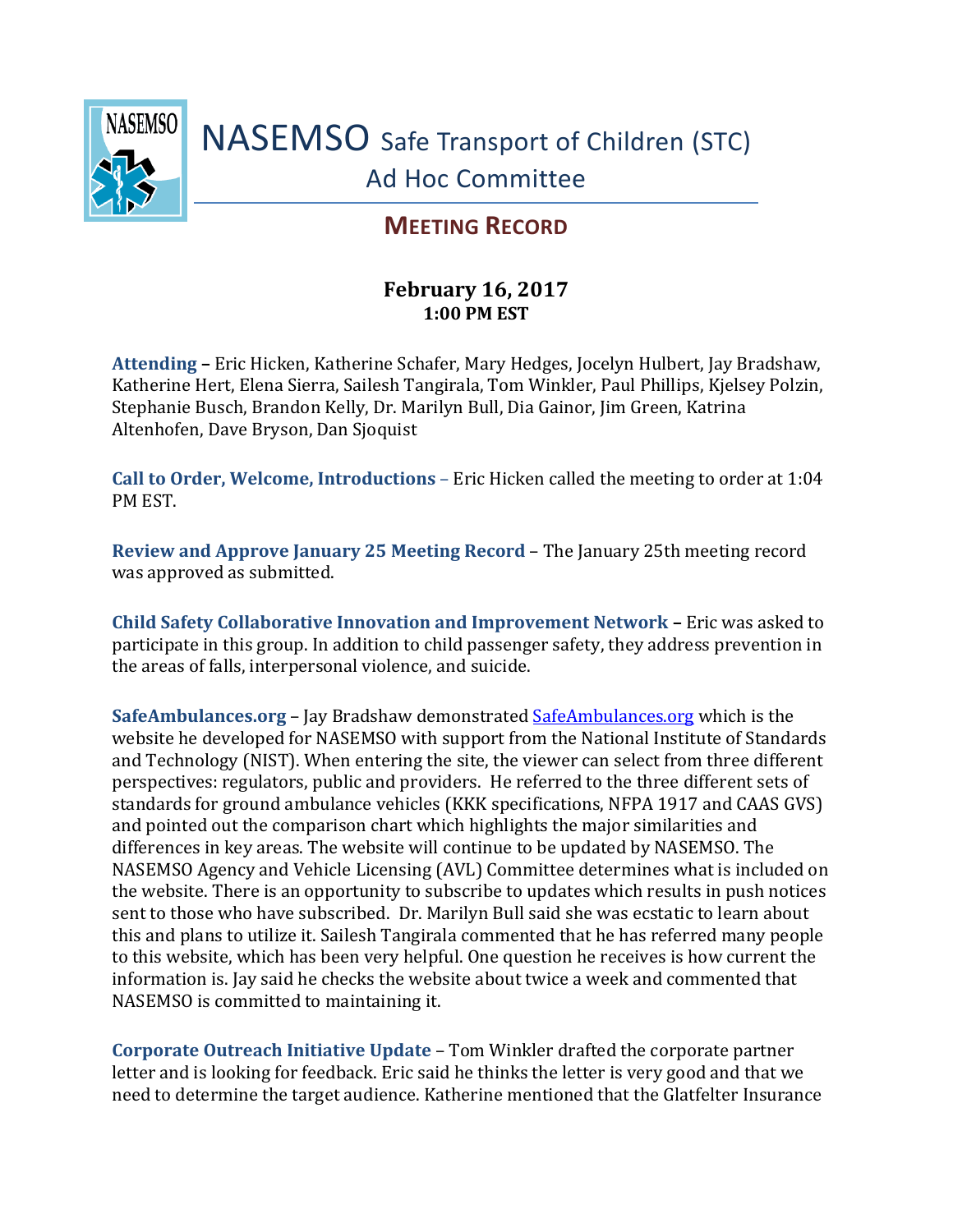# NASEMSO Safe Transport of Children (STC) Ad Hoc Committee

## MEETING RECORD

**February 16, 2017**
**1:00 PM EST**

**Attending** – Eric Hicken, Katherine Schafer, Mary Hedges, Jocelyn Hulbert, Jay Bradshaw, Katherine Hert, Elena Sierra, Sailesh Tangirala, Tom Winkler, Paul Phillips, Kjelsey Polzin, Stephanie Busch, Brandon Kelly, Dr. Marilyn Bull, Dia Gainor, Jim Green, Katrina Altenhofen, Dave Bryson, Dan Sjoquist

**Call to Order, Welcome, Introductions** – Eric Hicken called the meeting to order at 1:04 PM EST.

**Review and Approve January 25 Meeting Record** – The January 25th meeting record was approved as submitted.

**Child Safety Collaborative Innovation and Improvement Network** – Eric was asked to participate in this group. In addition to child passenger safety, they address prevention in the areas of falls, interpersonal violence, and suicide.

**SafeAmbulances.org** – Jay Bradshaw demonstrated [SafeAmbulances.org](SafeAmbulances.org) which is the website he developed for NASEMSO with support from the National Institute of Standards and Technology (NIST). When entering the site, the viewer can select from three different perspectives: regulators, public and providers. He referred to the three different sets of standards for ground ambulance vehicles (KKK specifications, NFPA 1917 and CAAS GVS) and pointed out the comparison chart which highlights the major similarities and differences in key areas. The website will continue to be updated by NASEMSO. The NASEMSO Agency and Vehicle Licensing (AVL) Committee determines what is included on the website. There is an opportunity to subscribe to updates which results in push notices sent to those who have subscribed. Dr. Marilyn Bull said she was ecstatic to learn about this and plans to utilize it. Sailesh Tangirala commented that he has referred many people to this website, which has been very helpful. One question he receives is how current the information is. Jay said he checks the website about twice a week and commented that NASEMSO is committed to maintaining it.

**Corporate Outreach Initiative Update** – Tom Winkler drafted the corporate partner letter and is looking for feedback. Eric said he thinks the letter is very good and that we need to determine the target audience. Katherine mentioned that the Glatfelter Insurance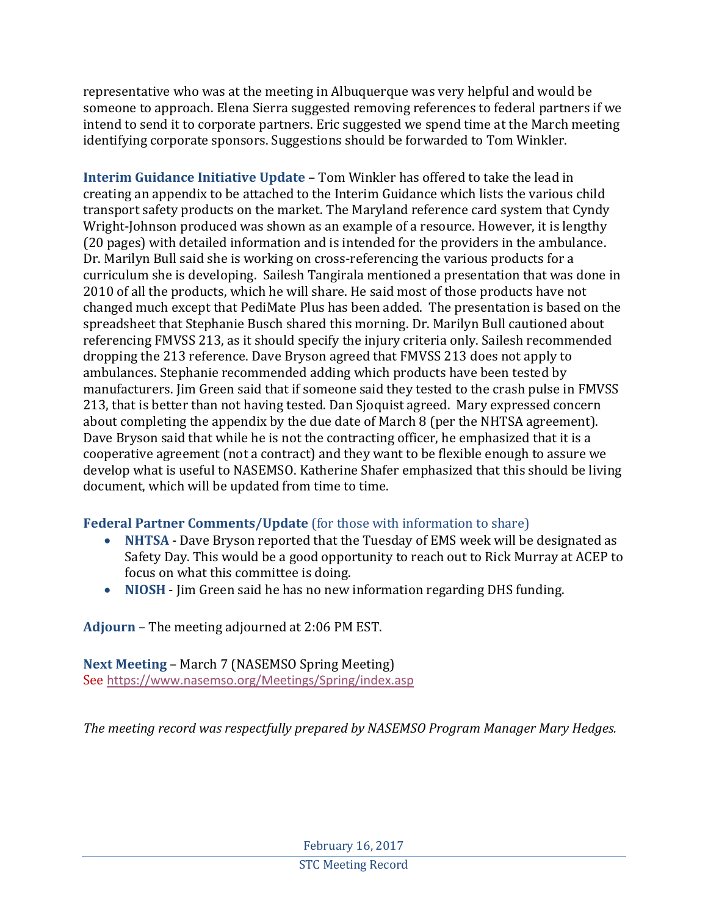representative who was at the meeting in Albuquerque was very helpful and would be someone to approach. Elena Sierra suggested removing references to federal partners if we intend to send it to corporate partners. Eric suggested we spend time at the March meeting identifying corporate sponsors. Suggestions should be forwarded to Tom Winkler.

**Interim Guidance Initiative Update** – Tom Winkler has offered to take the lead in creating an appendix to be attached to the Interim Guidance which lists the various child transport safety products on the market. The Maryland reference card system that Cyndy Wright-Johnson produced was shown as an example of a resource. However, it is lengthy (20 pages) with detailed information and is intended for the providers in the ambulance. Dr. Marilyn Bull said she is working on cross-referencing the various products for a curriculum she is developing. Sailesh Tangirala mentioned a presentation that was done in 2010 of all the products, which he will share. He said most of those products have not changed much except that PediMate Plus has been added. The presentation is based on the spreadsheet that Stephanie Busch shared this morning. Dr. Marilyn Bull cautioned about referencing FMVSS 213, as it should specify the injury criteria only. Sailesh recommended dropping the 213 reference. Dave Bryson agreed that FMVSS 213 does not apply to ambulances. Stephanie recommended adding which products have been tested by manufacturers. Jim Green said that if someone said they tested to the crash pulse in FMVSS 213, that is better than not having tested. Dan Sjoquist agreed. Mary expressed concern about completing the appendix by the due date of March 8 (per the NHTSA agreement). Dave Bryson said that while he is not the contracting officer, he emphasized that it is a cooperative agreement (not a contract) and they want to be flexible enough to assure we develop what is useful to NASEMSO. Katherine Shafer emphasized that this should be living document, which will be updated from time to time.

**Federal Partner Comments/Update** (for those with information to share)

- **NHTSA** - Dave Bryson reported that the Tuesday of EMS week will be designated as Safety Day. This would be a good opportunity to reach out to Rick Murray at ACEP to focus on what this committee is doing.
- **NIOSH** - Jim Green said he has no new information regarding DHS funding.

**Adjourn** – The meeting adjourned at 2:06 PM EST.

**Next Meeting** – March 7 (NASEMSO Spring Meeting)
See https://www.nasemso.org/Meetings/Spring/index.asp

*The meeting record was respectfully prepared by NASEMSO Program Manager Mary Hedges.*